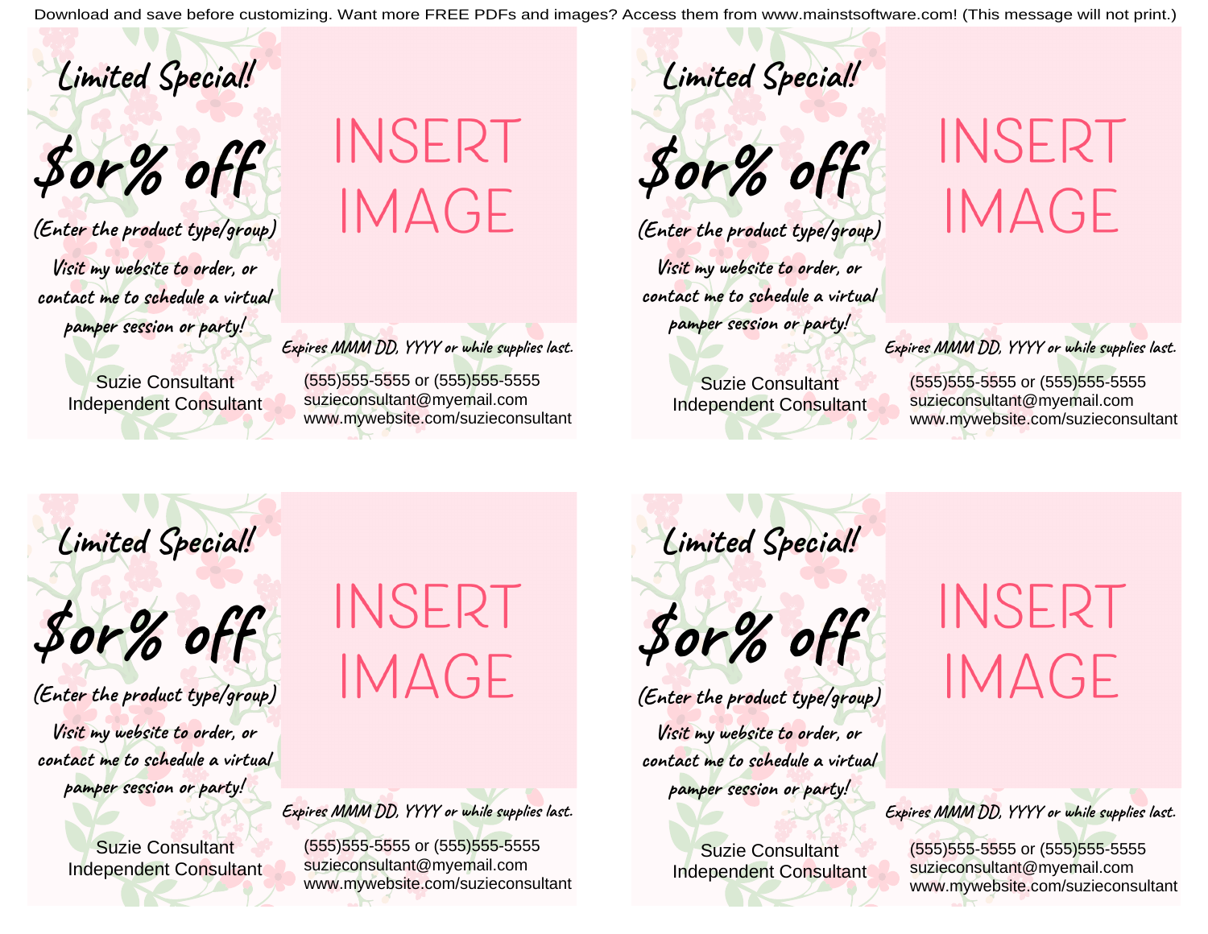Download and save before customizing. Want more FREE PDFs and images? Access them from www.mainstsoftware.com! (This message will not print.)

*Limited Special!*

***$or% off***

*(Enter the product type/group)*

*Visit my website to order, or contact me to schedule a virtual pamper session or party!*

INSERT IMAGE

*Expires MMM DD, YYYY or while supplies last.*

Suzie Consultant
Independent Consultant

(555)555-5555 or (555)555-5555
suzieconsultant@myemail.com
www.mywebsite.com/suzieconsultant

---

*Limited Special!*

***$or% off***

*(Enter the product type/group)*

*Visit my website to order, or contact me to schedule a virtual pamper session or party!*

INSERT IMAGE

*Expires MMM DD, YYYY or while supplies last.*

Suzie Consultant
Independent Consultant

(555)555-5555 or (555)555-5555
suzieconsultant@myemail.com
www.mywebsite.com/suzieconsultant

---

*Limited Special!*

***$or% off***

*(Enter the product type/group)*

*Visit my website to order, or contact me to schedule a virtual pamper session or party!*

INSERT IMAGE

*Expires MMM DD, YYYY or while supplies last.*

Suzie Consultant
Independent Consultant

(555)555-5555 or (555)555-5555
suzieconsultant@myemail.com
www.mywebsite.com/suzieconsultant

---

*Limited Special!*

***$or% off***

*(Enter the product type/group)*

*Visit my website to order, or contact me to schedule a virtual pamper session or party!*

INSERT IMAGE

*Expires MMM DD, YYYY or while supplies last.*

Suzie Consultant
Independent Consultant

(555)555-5555 or (555)555-5555
suzieconsultant@myemail.com
www.mywebsite.com/suzieconsultant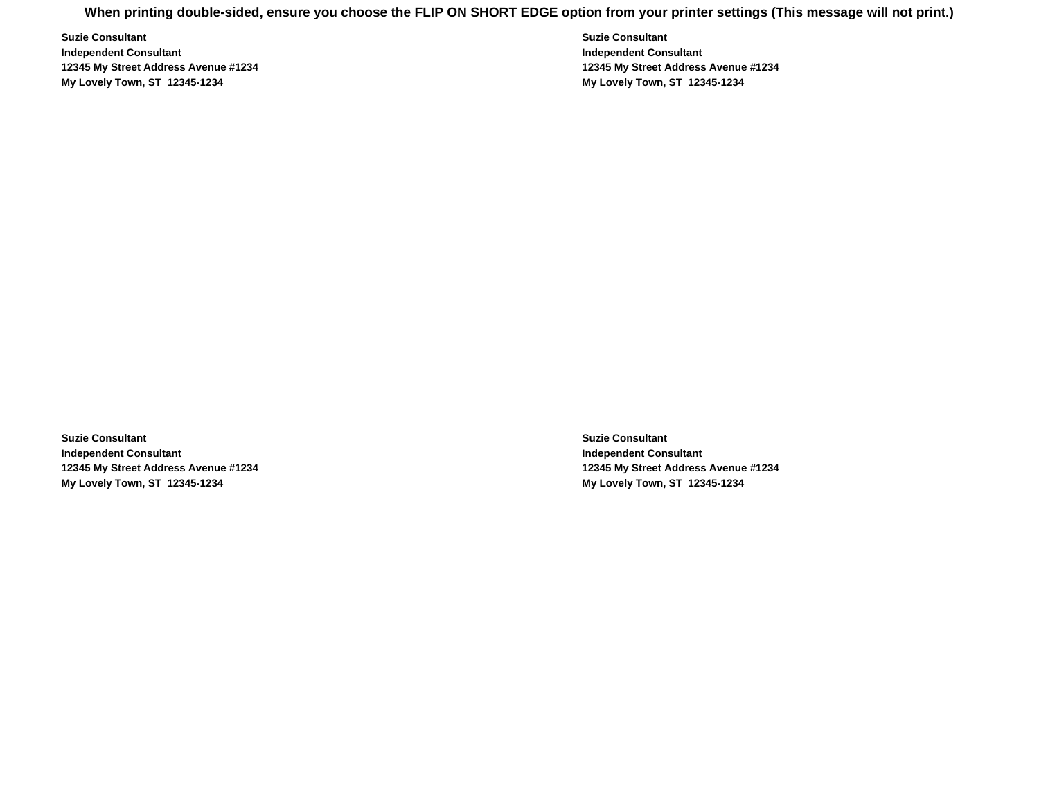**When printing double-sided, ensure you choose the FLIP ON SHORT EDGE option from your printer settings (This message will not print.)**

**Suzie Consultant**
**Independent Consultant**
**12345 My Street Address Avenue #1234**
**My Lovely Town, ST  12345-1234**

**Suzie Consultant**
**Independent Consultant**
**12345 My Street Address Avenue #1234**
**My Lovely Town, ST  12345-1234**

**Suzie Consultant**
**Independent Consultant**
**12345 My Street Address Avenue #1234**
**My Lovely Town, ST  12345-1234**

**Suzie Consultant**
**Independent Consultant**
**12345 My Street Address Avenue #1234**
**My Lovely Town, ST  12345-1234**